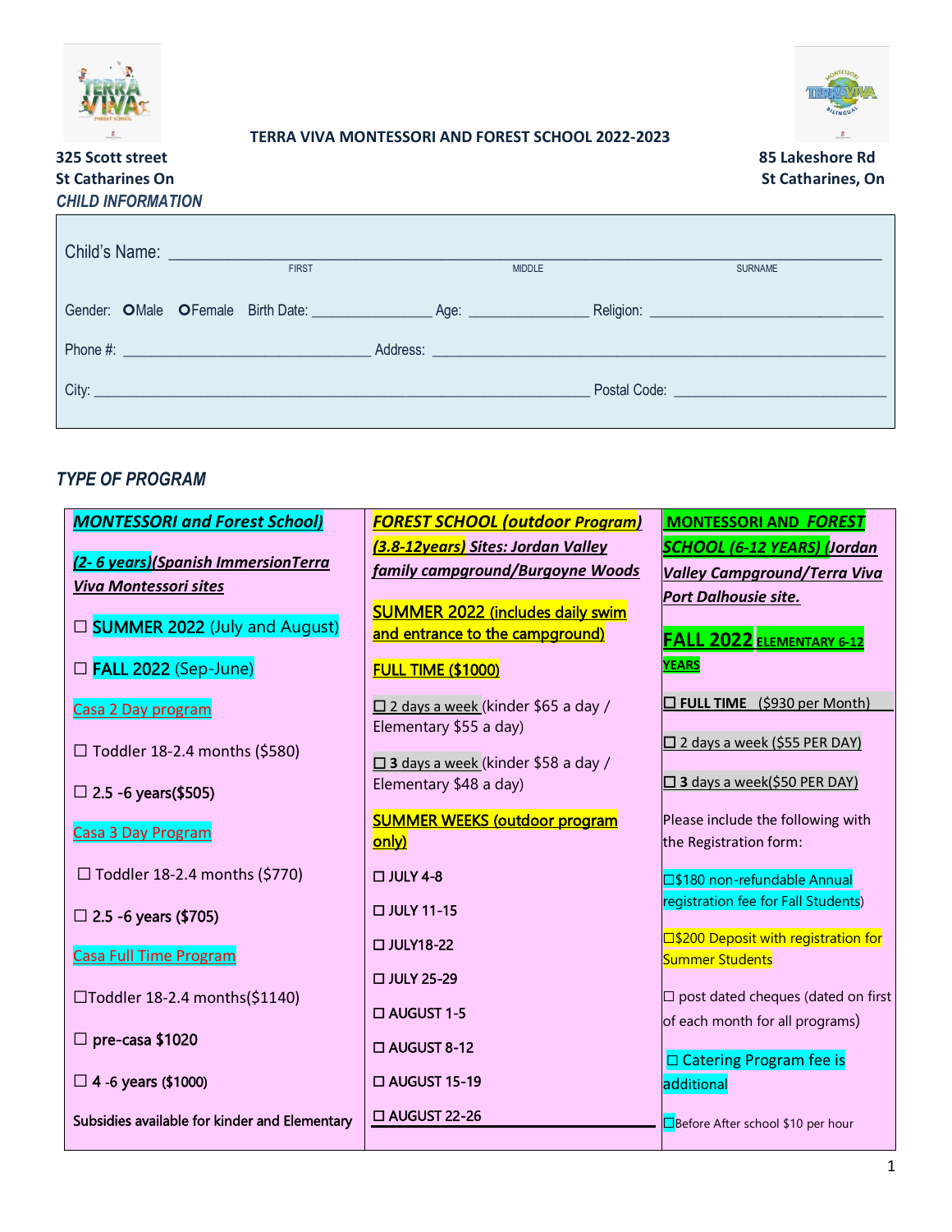# TERRA VIVA MONTESSORI AND FOREST SCHOOL 2022-2023

**325 Scott street**
**St Catharines On**

**85 Lakeshore Rd**
**St Catharines, On**

## *CHILD INFORMATION*

Child's Name: ______________________________________________
FIRST MIDDLE SURNAME

Gender: ○Male ○Female Birth Date: _______________ Age: _______________ Religion: ______________________

Phone #: ______________________________ Address: ______________________________________________

City: ______________________________________________ Postal Code: ______________________

## *TYPE OF PROGRAM*

### ***MONTESSORI and Forest School)***

***(2- 6 years)(Spanish ImmersionTerra Viva Montessori sites***

☐ SUMMER 2022 (July and August)

☐ FALL 2022 (Sep-June)

Casa 2 Day program

☐ Toddler 18-2.4 months ($580)

☐ 2.5 -6 years($505)

Casa 3 Day Program

☐ Toddler 18-2.4 months ($770)

☐ 2.5 -6 years ($705)

Casa Full Time Program

☐Toddler 18-2.4 months($1140)

☐ pre-casa $1020

☐ 4 -6 years ($1000)

Subsidies available for kinder and Elementary

### ***FOREST SCHOOL (outdoor Program)***

***(3.8-12years) Sites: Jordan Valley family campground/Burgoyne Woods***

SUMMER 2022 (includes daily swim and entrance to the campground)

FULL TIME ($1000)

☐ 2 days a week (kinder $65 a day / Elementary $55 a day)

☐ **3** days a week (kinder $58 a day / Elementary $48 a day)

SUMMER WEEKS (outdoor program only)

☐ JULY 4-8

☐ JULY 11-15

☐ JULY18-22

☐ JULY 25-29

☐ AUGUST 1-5

☐ AUGUST 8-12

☐ AUGUST 15-19

☐ AUGUST 22-26

### ***MONTESSORI AND FOREST SCHOOL (6-12 YEARS) (Jordan Valley Campground/Terra Viva Port Dalhousie site.***

**FALL 2022** **ELEMENTARY 6-12 YEARS**

☐ **FULL TIME** ($930 per Month)

☐ 2 days a week ($55 PER DAY)

☐ **3** days a week($50 PER DAY)

Please include the following with the Registration form:

☐$180 non-refundable Annual registration fee for Fall Students)

☐$200 Deposit with registration for Summer Students

☐ post dated cheques (dated on first of each month for all programs)

☐ Catering Program fee is additional

☐Before After school $10 per hour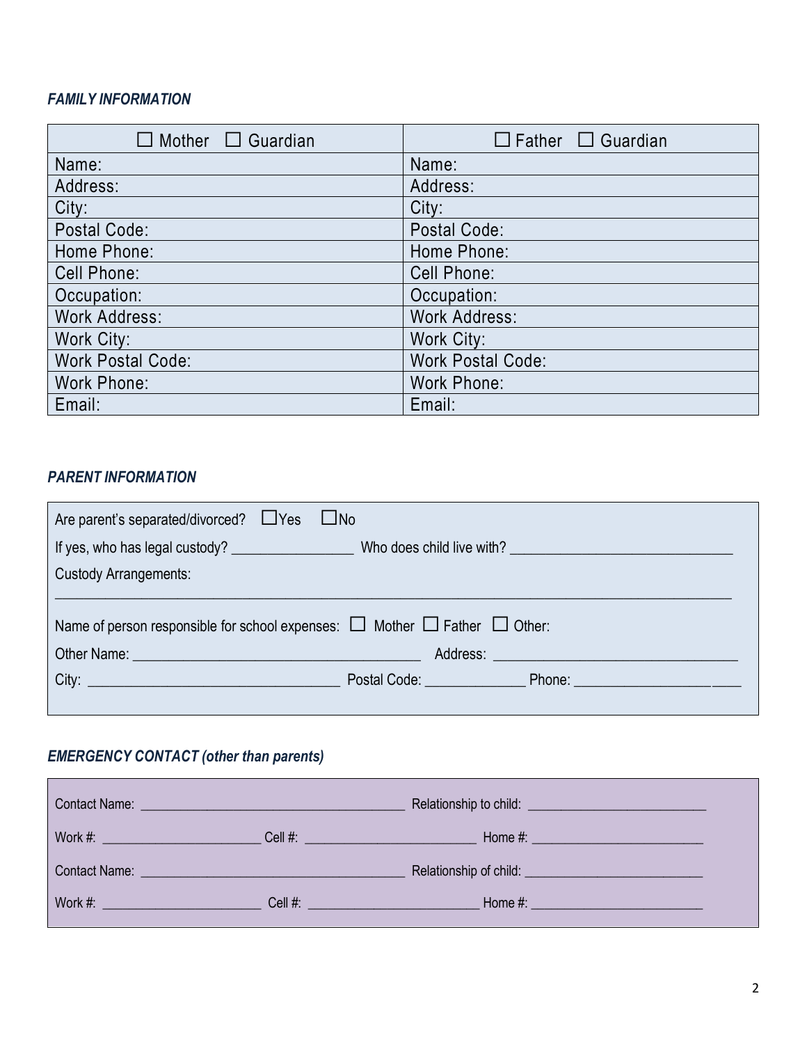### *FAMILY INFORMATION*

| ☐ Mother ☐ Guardian | ☐ Father ☐ Guardian |
|---|---|
| Name: | Name: |
| Address: | Address: |
| City: | City: |
| Postal Code: | Postal Code: |
| Home Phone: | Home Phone: |
| Cell Phone: | Cell Phone: |
| Occupation: | Occupation: |
| Work Address: | Work Address: |
| Work City: | Work City: |
| Work Postal Code: | Work Postal Code: |
| Work Phone: | Work Phone: |
| Email: | Email: |

### *PARENT INFORMATION*

Are parent's separated/divorced? ☐Yes ☐No

If yes, who has legal custody? ________________ Who does child live with? ______________________________

Custody Arrangements:

____________________________________________________________________________________________

Name of person responsible for school expenses: ☐ Mother ☐ Father ☐ Other:

Other Name: ______________________________________ Address: ________________________________

City: _________________________________ Postal Code: _____________ Phone: _______________________

### *EMERGENCY CONTACT (other than parents)*

Contact Name: ______________________________________ Relationship to child: __________________________

Work #: ______________________ Cell #: ________________________ Home #: ________________________

Contact Name: ______________________________________ Relationship of child: __________________________

Work #: ______________________ Cell #: ________________________ Home #: ________________________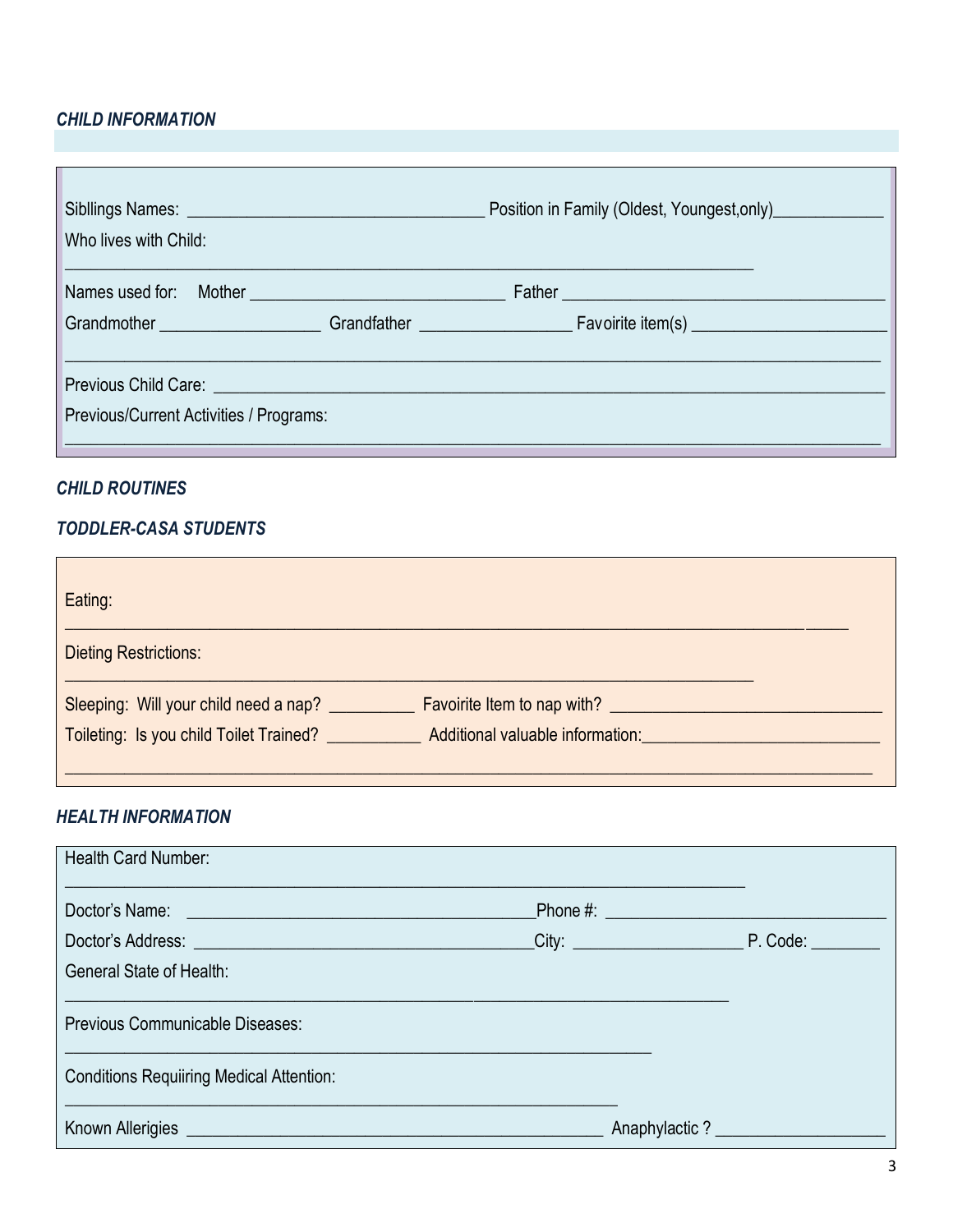### *CHILD INFORMATION*

Siblings Names: ______________________________ Position in Family (Oldest, Youngest,only)____________

Who lives with Child:

___________________________________________________________________________

Names used for: Mother __________________________ Father __________________________________

Grandmother _________________ Grandfather ________________ Favoirite item(s) ____________________

_______________________________________________________________________________________

Previous Child Care: ____________________________________________________________________

Previous/Current Activities / Programs:

_______________________________________________________________________________________

### *CHILD ROUTINES*

### *TODDLER-CASA STUDENTS*

Eating:

_______________________________________________________________________________________

Dieting Restrictions:

___________________________________________________________________________

Sleeping: Will your child need a nap? _________ Favoirite Item to nap with? ____________________________

Toileting: Is you child Toilet Trained? __________ Additional valuable information:_________________________

_______________________________________________________________________________________

### *HEALTH INFORMATION*

Health Card Number:

___________________________________________________________________________

Doctor's Name: ____________________________________Phone #: _____________________________

Doctor's Address: __________________________________City: ___________________ P. Code: ________

General State of Health:

_________________________________________________________________________

Previous Communicable Diseases:

_________________________________________________________________

Conditions Requiiring Medical Attention:

_____________________________________________________________

Known Allerigies _____________________________________________ Anaphylactic ? __________________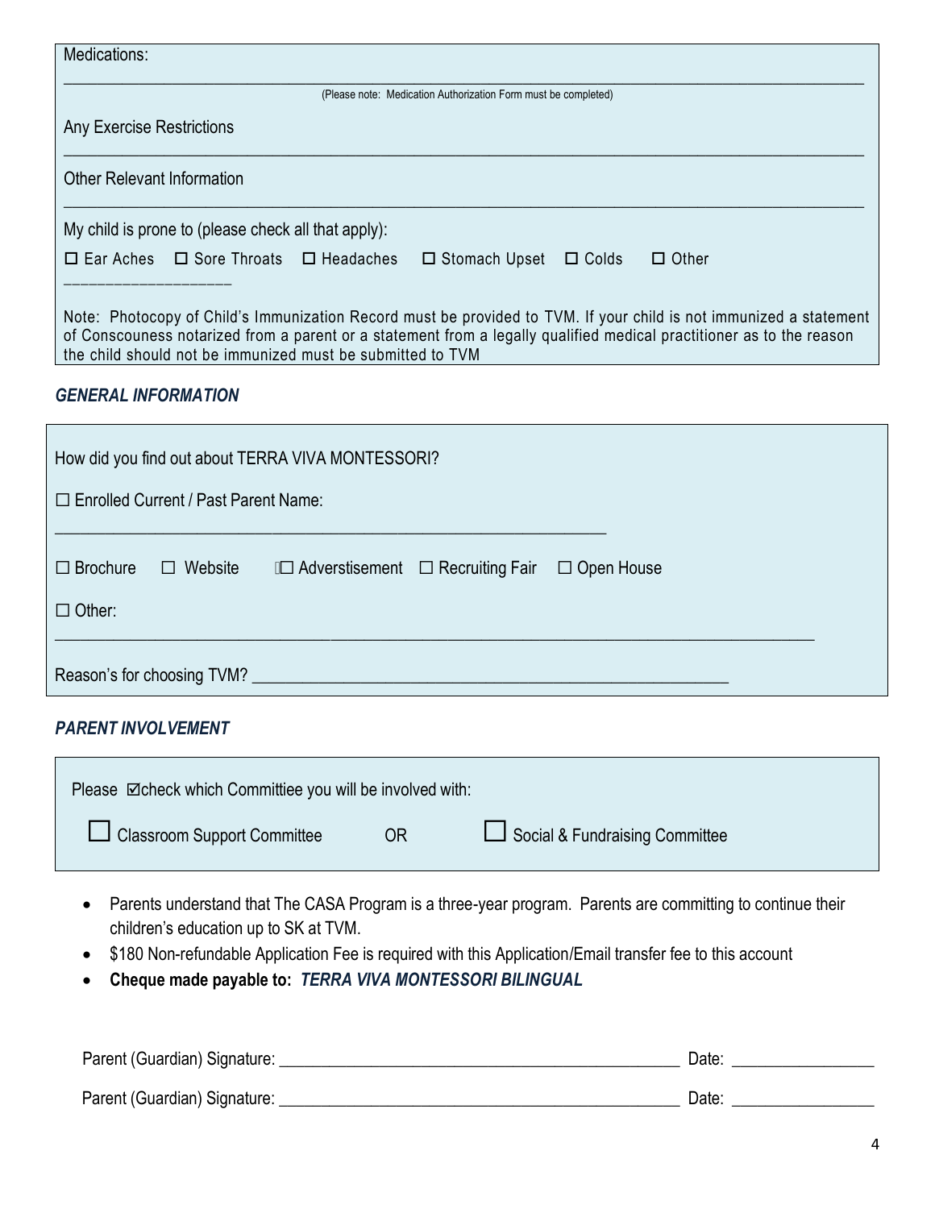Medications:

___________________________________________________________________________________________

(Please note: Medication Authorization Form must be completed)

Any Exercise Restrictions

___________________________________________________________________________________________

Other Relevant Information

___________________________________________________________________________________________

My child is prone to (please check all that apply):

☐ Ear Aches ☐ Sore Throats ☐ Headaches ☐ Stomach Upset ☐ Colds ☐ Other ___________________

Note: Photocopy of Child's Immunization Record must be provided to TVM. If your child is not immunized a statement of Conscouness notarized from a parent or a statement from a legally qualified medical practitioner as to the reason the child should not be immunized must be submitted to TVM

### *GENERAL INFORMATION*

How did you find out about TERRA VIVA MONTESSORI?

☐ Enrolled Current / Past Parent Name:

_____________________________________________________________________

☐ Brochure ☐ Website ☐ Adverstisement ☐ Recruiting Fair ☐ Open House

☐ Other:

___________________________________________________________________________________________

Reason's for choosing TVM? ____________________________________________________________

### *PARENT INVOLVEMENT*

Please ☑check which Committiee you will be involved with:

☐ Classroom Support Committee OR ☐ Social & Fundraising Committee

- Parents understand that The CASA Program is a three-year program. Parents are committing to continue their children's education up to SK at TVM.
- $180 Non-refundable Application Fee is required with this Application/Email transfer fee to this account
- **Cheque made payable to:** ***TERRA VIVA MONTESSORI BILINGUAL***

Parent (Guardian) Signature: _______________________________________________ Date: ________________

Parent (Guardian) Signature: _______________________________________________ Date: ________________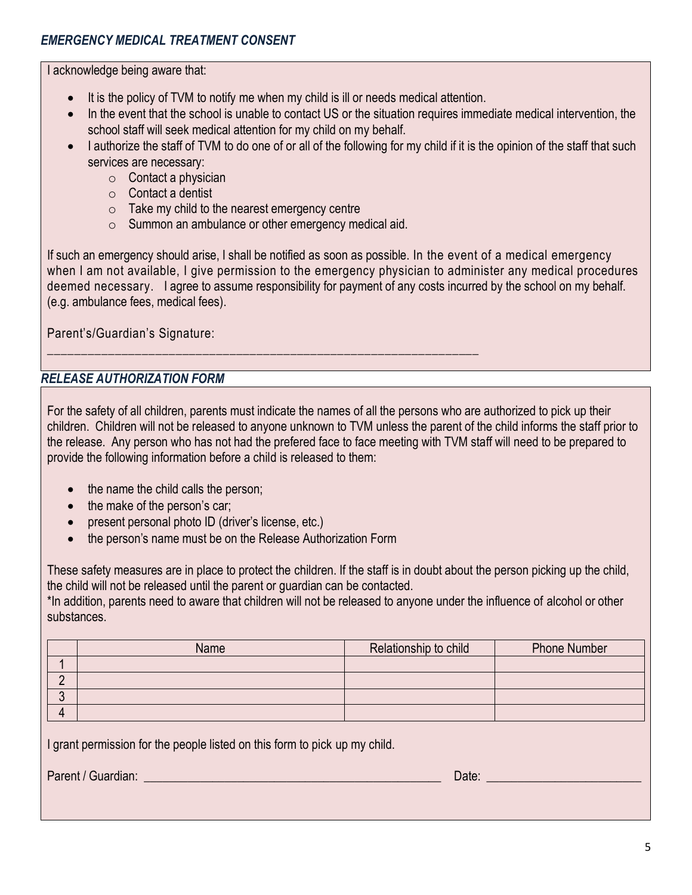### *EMERGENCY MEDICAL TREATMENT CONSENT*

I acknowledge being aware that:

- It is the policy of TVM to notify me when my child is ill or needs medical attention.
- In the event that the school is unable to contact US or the situation requires immediate medical intervention, the school staff will seek medical attention for my child on my behalf.
- I authorize the staff of TVM to do one of or all of the following for my child if it is the opinion of the staff that such services are necessary:
    - Contact a physician
    - Contact a dentist
    - Take my child to the nearest emergency centre
    - Summon an ambulance or other emergency medical aid.

If such an emergency should arise, I shall be notified as soon as possible. In the event of a medical emergency when I am not available, I give permission to the emergency physician to administer any medical procedures deemed necessary. I agree to assume responsibility for payment of any costs incurred by the school on my behalf. (e.g. ambulance fees, medical fees).

Parent's/Guardian's Signature:
______________________________________________________________________

### *RELEASE AUTHORIZATION FORM*

For the safety of all children, parents must indicate the names of all the persons who are authorized to pick up their children. Children will not be released to anyone unknown to TVM unless the parent of the child informs the staff prior to the release. Any person who has not had the prefered face to face meeting with TVM staff will need to be prepared to provide the following information before a child is released to them:

- the name the child calls the person;
- the make of the person's car;
- present personal photo ID (driver's license, etc.)
- the person's name must be on the Release Authorization Form

These safety measures are in place to protect the children. If the staff is in doubt about the person picking up the child, the child will not be released until the parent or guardian can be contacted.
*In addition, parents need to aware that children will not be released to anyone under the influence of alcohol or other substances.

| | Name | Relationship to child | Phone Number |
|---|---|---|---|
| 1 | | | |
| 2 | | | |
| 3 | | | |
| 4 | | | |

I grant permission for the people listed on this form to pick up my child.

Parent / Guardian: ______________________________________________ Date: ________________________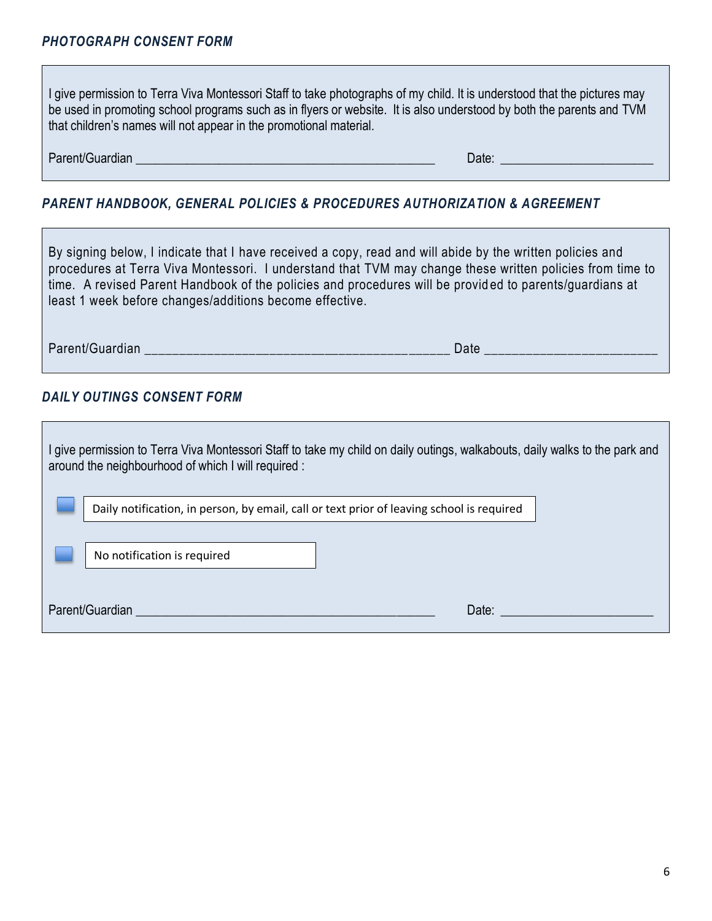### *PHOTOGRAPH CONSENT FORM*

I give permission to Terra Viva Montessori Staff to take photographs of my child. It is understood that the pictures may be used in promoting school programs such as in flyers or website. It is also understood by both the parents and TVM that children's names will not appear in the promotional material.

Parent/Guardian ____________________________________________ Date: ______________________

### *PARENT HANDBOOK, GENERAL POLICIES & PROCEDURES AUTHORIZATION & AGREEMENT*

By signing below, I indicate that I have received a copy, read and will abide by the written policies and procedures at Terra Viva Montessori. I understand that TVM may change these written policies from time to time. A revised Parent Handbook of the policies and procedures will be provided to parents/guardians at least 1 week before changes/additions become effective.

Parent/Guardian ____________________________________________ Date ______________________

### *DAILY OUTINGS CONSENT FORM*

I give permission to Terra Viva Montessori Staff to take my child on daily outings, walkabouts, daily walks to the park and around the neighbourhood of which I will required :

- ☐ Daily notification, in person, by email, call or text prior of leaving school is required
- ☐ No notification is required

Parent/Guardian ____________________________________________ Date: ______________________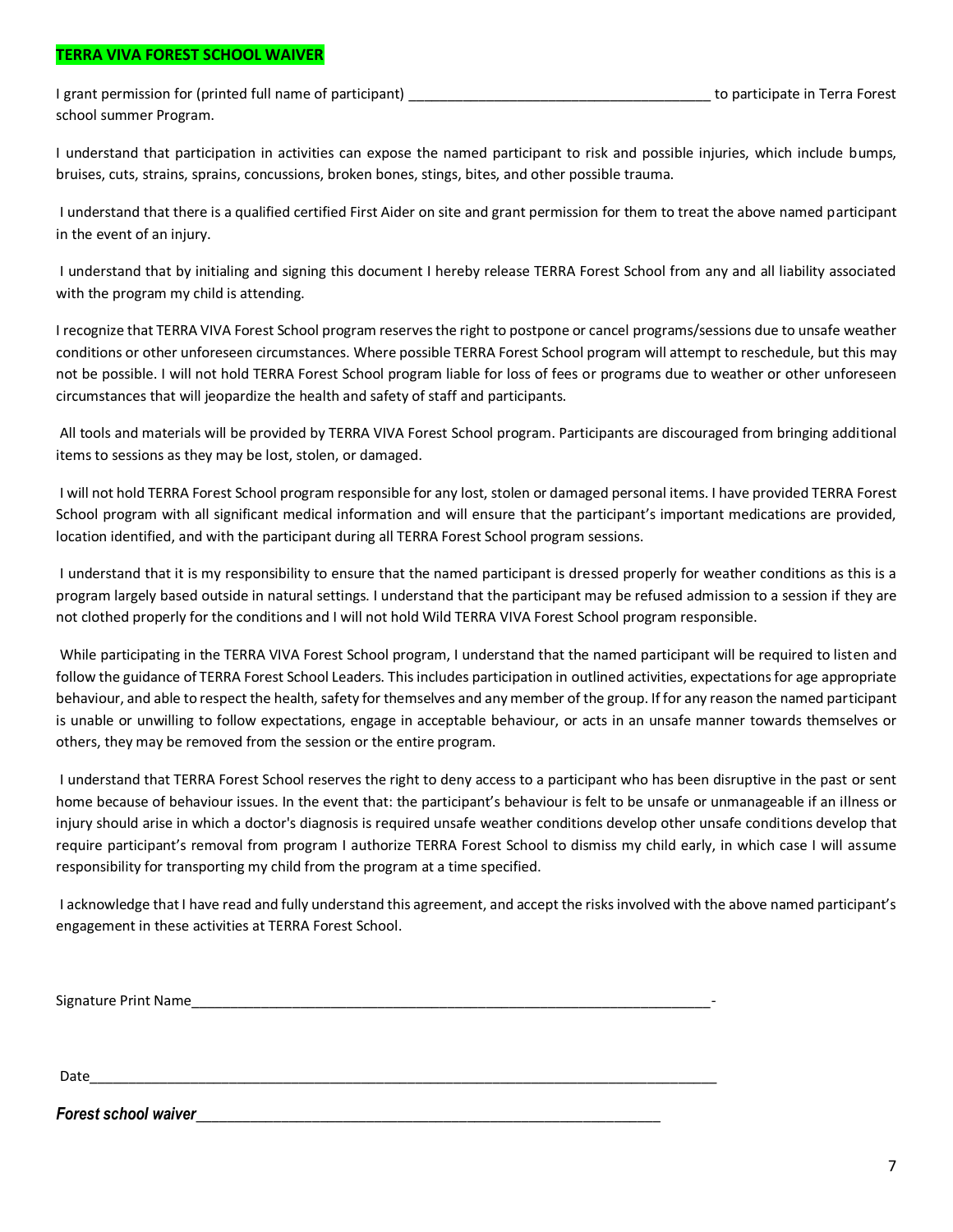**TERRA VIVA FOREST SCHOOL WAIVER**

I grant permission for (printed full name of participant) ______________________________________ to participate in Terra Forest school summer Program.

I understand that participation in activities can expose the named participant to risk and possible injuries, which include bumps, bruises, cuts, strains, sprains, concussions, broken bones, stings, bites, and other possible trauma.

I understand that there is a qualified certified First Aider on site and grant permission for them to treat the above named participant in the event of an injury.

I understand that by initialing and signing this document I hereby release TERRA Forest School from any and all liability associated with the program my child is attending.

I recognize that TERRA VIVA Forest School program reserves the right to postpone or cancel programs/sessions due to unsafe weather conditions or other unforeseen circumstances. Where possible TERRA Forest School program will attempt to reschedule, but this may not be possible. I will not hold TERRA Forest School program liable for loss of fees or programs due to weather or other unforeseen circumstances that will jeopardize the health and safety of staff and participants.

All tools and materials will be provided by TERRA VIVA Forest School program. Participants are discouraged from bringing additional items to sessions as they may be lost, stolen, or damaged.

I will not hold TERRA Forest School program responsible for any lost, stolen or damaged personal items. I have provided TERRA Forest School program with all significant medical information and will ensure that the participant's important medications are provided, location identified, and with the participant during all TERRA Forest School program sessions.

I understand that it is my responsibility to ensure that the named participant is dressed properly for weather conditions as this is a program largely based outside in natural settings. I understand that the participant may be refused admission to a session if they are not clothed properly for the conditions and I will not hold Wild TERRA VIVA Forest School program responsible.

While participating in the TERRA VIVA Forest School program, I understand that the named participant will be required to listen and follow the guidance of TERRA Forest School Leaders. This includes participation in outlined activities, expectations for age appropriate behaviour, and able to respect the health, safety for themselves and any member of the group. If for any reason the named participant is unable or unwilling to follow expectations, engage in acceptable behaviour, or acts in an unsafe manner towards themselves or others, they may be removed from the session or the entire program.

I understand that TERRA Forest School reserves the right to deny access to a participant who has been disruptive in the past or sent home because of behaviour issues. In the event that: the participant's behaviour is felt to be unsafe or unmanageable if an illness or injury should arise in which a doctor's diagnosis is required unsafe weather conditions develop other unsafe conditions develop that require participant's removal from program I authorize TERRA Forest School to dismiss my child early, in which case I will assume responsibility for transporting my child from the program at a time specified.

I acknowledge that I have read and fully understand this agreement, and accept the risks involved with the above named participant's engagement in these activities at TERRA Forest School.

Signature Print Name____________________________________________________________________-

Date____________________________________________________________________________________

***Forest school waiver***______________________________________________________________